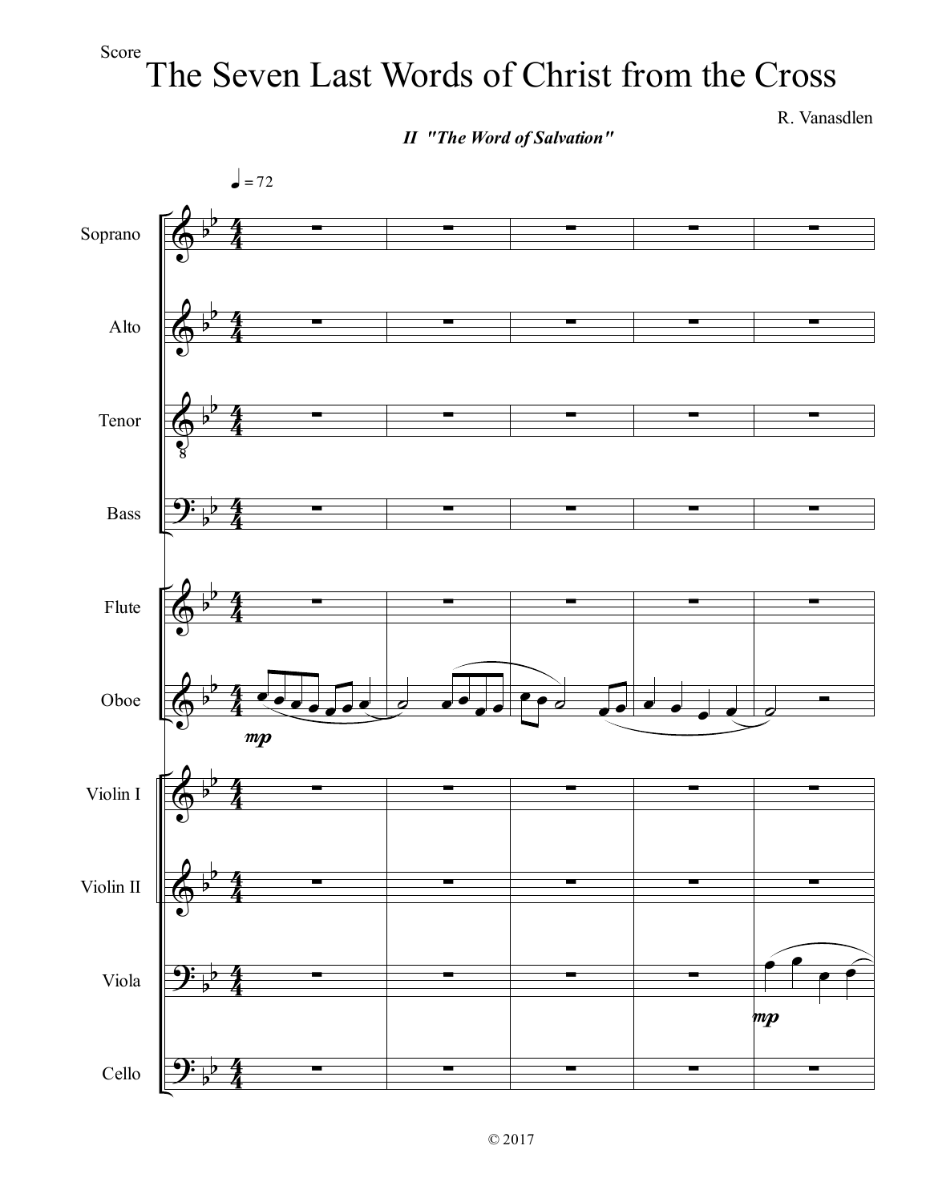Score

# The Seven Last Words of Christ from the Cross

R. Vanasdlen

***II "The Word of Salvation"***

© 2017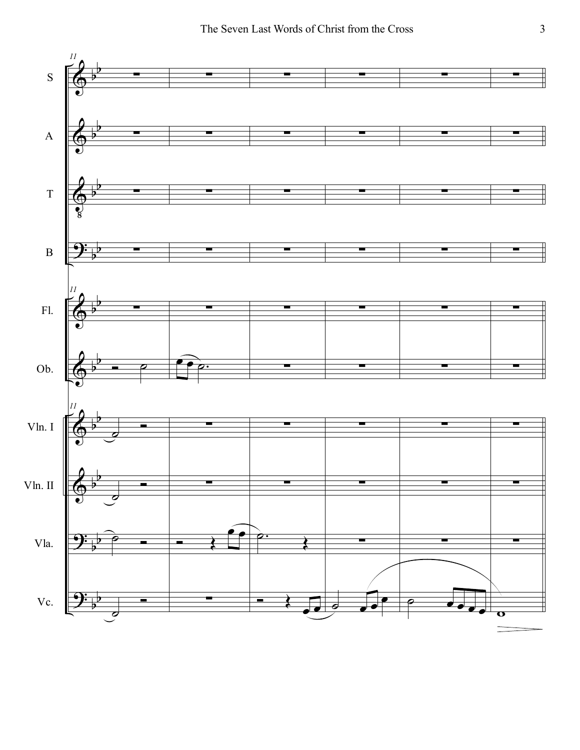11

S

A

T

B

Fl.

Ob.

Vln. I

Vln. II

Vla.

Vc.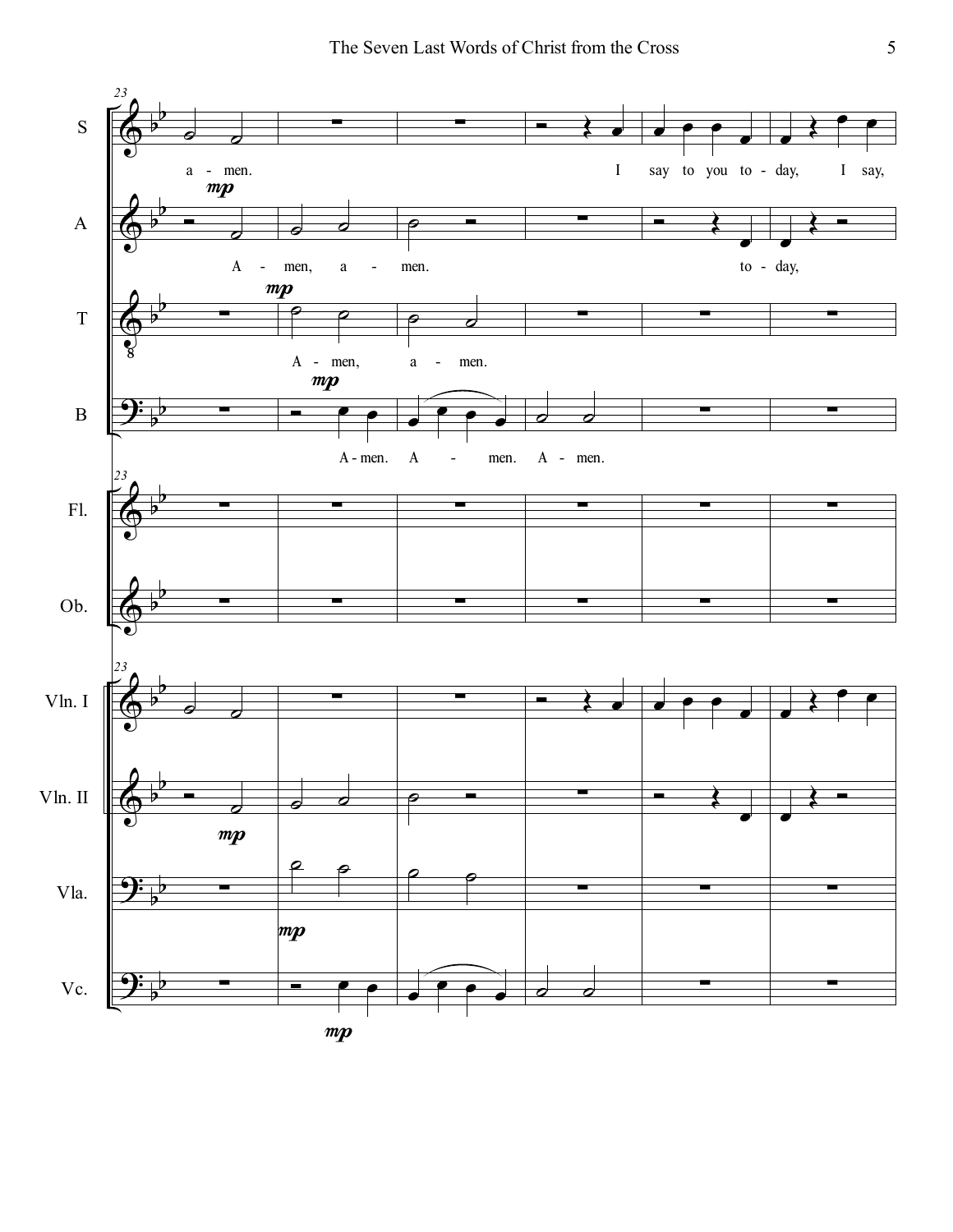S: a - men. I say to you to - day, I say,

A: *mp* A - men, a - men. to - day,

T: *mp* A - men, a - men.

B: *mp* A - men. A - men. A - men.

Fl.

Ob.

Vln. I

Vln. II *mp*

Vla. *mp*

Vc. *mp*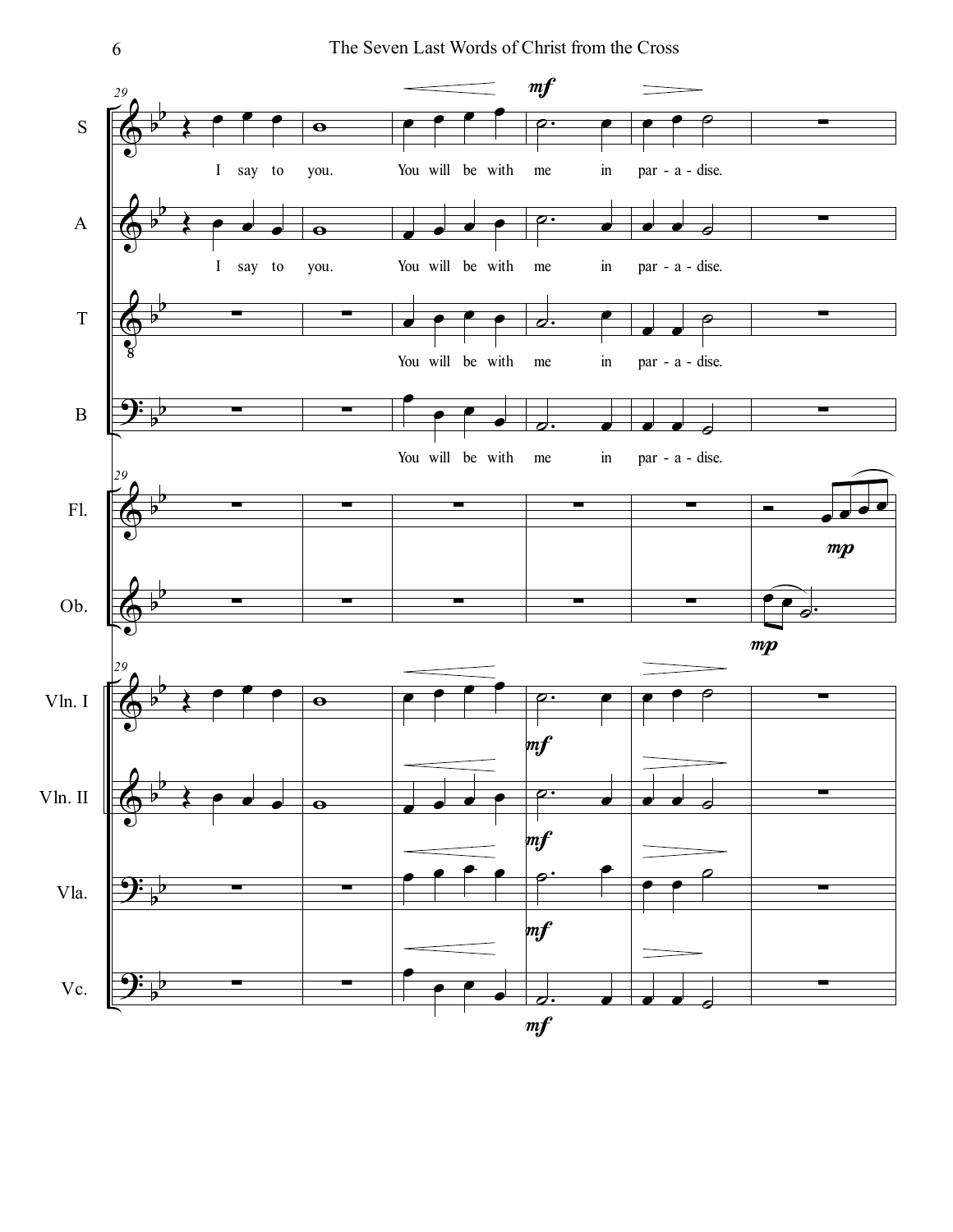S: I say to you. You will be with me in par - a - dise.

A: I say to you. You will be with me in par - a - dise.

T: You will be with me in par - a - dise.

B: You will be with me in par - a - dise.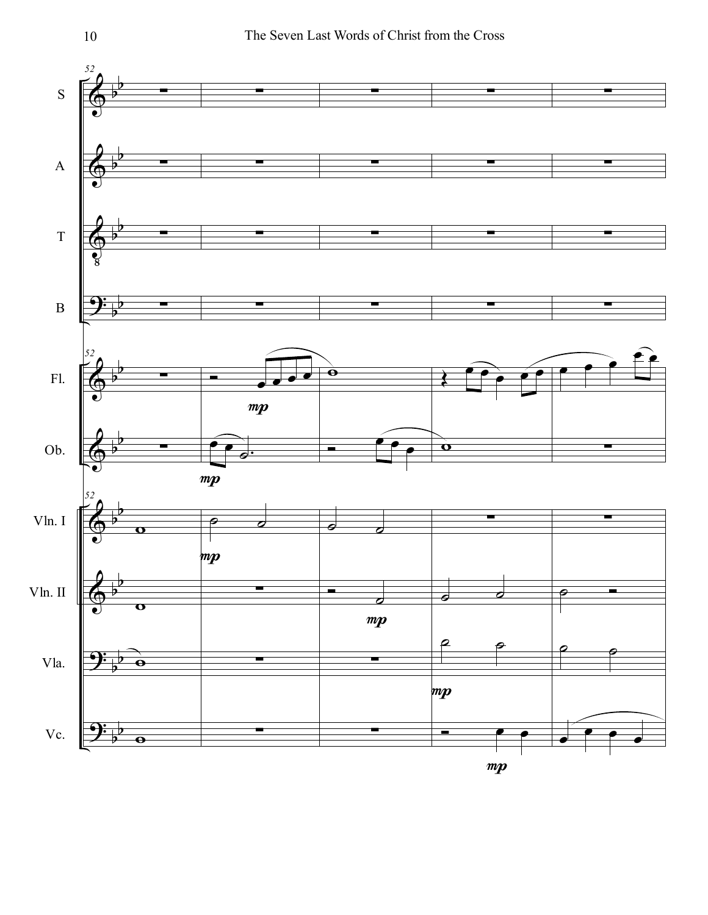S

A

T

B

Fl.

Ob.

Vln. I

Vln. II

Vla.

Vc.